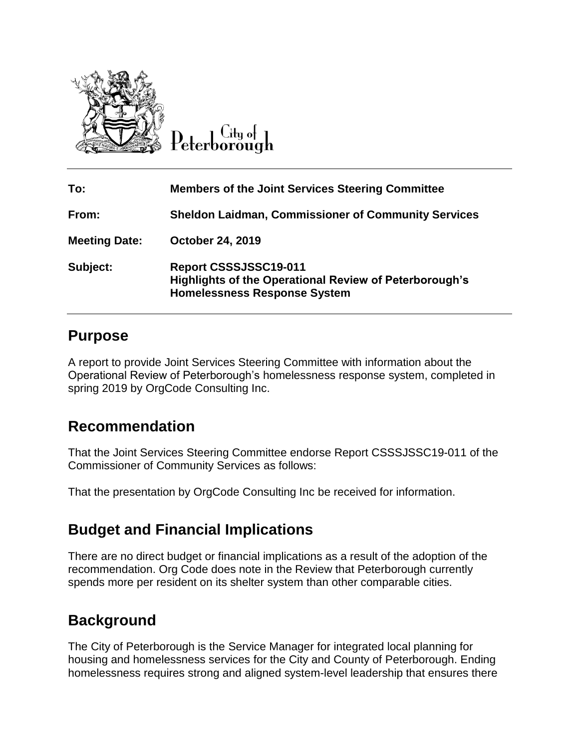City of Peterborough

| | |
|---|---|
| **To:** | **Members of the Joint Services Steering Committee** |
| **From:** | **Sheldon Laidman, Commissioner of Community Services** |
| **Meeting Date:** | **October 24, 2019** |
| **Subject:** | **Report CSSSJSSC19-011**<br>**Highlights of the Operational Review of Peterborough's Homelessness Response System** |

## Purpose

A report to provide Joint Services Steering Committee with information about the Operational Review of Peterborough's homelessness response system, completed in spring 2019 by OrgCode Consulting Inc.

## Recommendation

That the Joint Services Steering Committee endorse Report CSSSJSSC19-011 of the Commissioner of Community Services as follows:

That the presentation by OrgCode Consulting Inc be received for information.

## Budget and Financial Implications

There are no direct budget or financial implications as a result of the adoption of the recommendation. Org Code does note in the Review that Peterborough currently spends more per resident on its shelter system than other comparable cities.

## Background

The City of Peterborough is the Service Manager for integrated local planning for housing and homelessness services for the City and County of Peterborough. Ending homelessness requires strong and aligned system-level leadership that ensures there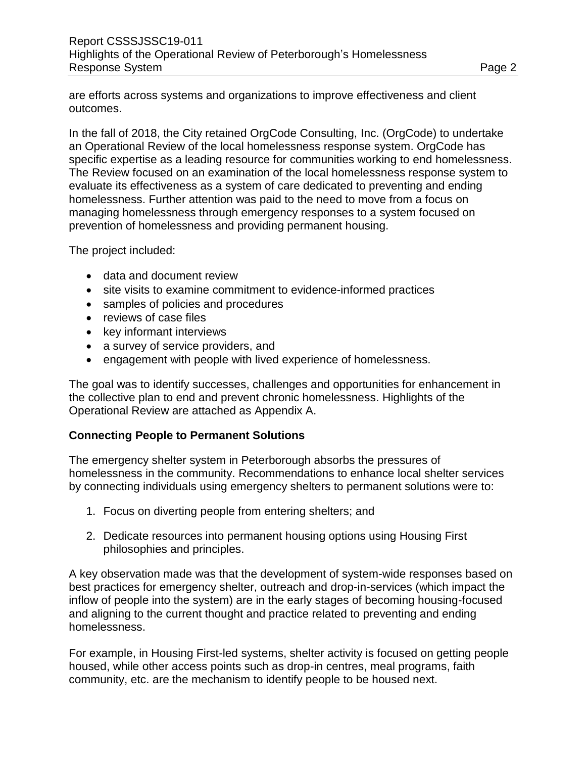are efforts across systems and organizations to improve effectiveness and client outcomes.

In the fall of 2018, the City retained OrgCode Consulting, Inc. (OrgCode) to undertake an Operational Review of the local homelessness response system. OrgCode has specific expertise as a leading resource for communities working to end homelessness. The Review focused on an examination of the local homelessness response system to evaluate its effectiveness as a system of care dedicated to preventing and ending homelessness. Further attention was paid to the need to move from a focus on managing homelessness through emergency responses to a system focused on prevention of homelessness and providing permanent housing.

The project included:

- data and document review
- site visits to examine commitment to evidence-informed practices
- samples of policies and procedures
- reviews of case files
- key informant interviews
- a survey of service providers, and
- engagement with people with lived experience of homelessness.

The goal was to identify successes, challenges and opportunities for enhancement in the collective plan to end and prevent chronic homelessness. Highlights of the Operational Review are attached as Appendix A.

**Connecting People to Permanent Solutions**

The emergency shelter system in Peterborough absorbs the pressures of homelessness in the community. Recommendations to enhance local shelter services by connecting individuals using emergency shelters to permanent solutions were to:

1. Focus on diverting people from entering shelters; and
2. Dedicate resources into permanent housing options using Housing First philosophies and principles.

A key observation made was that the development of system-wide responses based on best practices for emergency shelter, outreach and drop-in-services (which impact the inflow of people into the system) are in the early stages of becoming housing-focused and aligning to the current thought and practice related to preventing and ending homelessness.

For example, in Housing First-led systems, shelter activity is focused on getting people housed, while other access points such as drop-in centres, meal programs, faith community, etc. are the mechanism to identify people to be housed next.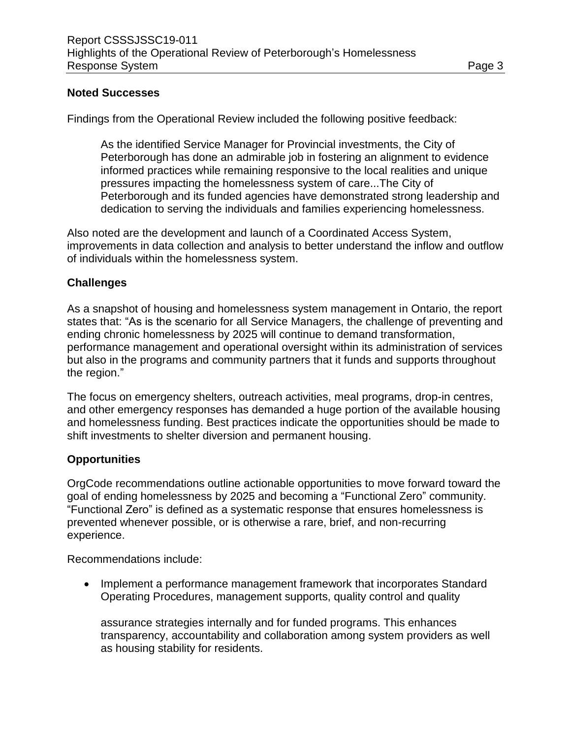## Noted Successes

Findings from the Operational Review included the following positive feedback:

> As the identified Service Manager for Provincial investments, the City of Peterborough has done an admirable job in fostering an alignment to evidence informed practices while remaining responsive to the local realities and unique pressures impacting the homelessness system of care...The City of Peterborough and its funded agencies have demonstrated strong leadership and dedication to serving the individuals and families experiencing homelessness.

Also noted are the development and launch of a Coordinated Access System, improvements in data collection and analysis to better understand the inflow and outflow of individuals within the homelessness system.

## Challenges

As a snapshot of housing and homelessness system management in Ontario, the report states that: "As is the scenario for all Service Managers, the challenge of preventing and ending chronic homelessness by 2025 will continue to demand transformation, performance management and operational oversight within its administration of services but also in the programs and community partners that it funds and supports throughout the region."

The focus on emergency shelters, outreach activities, meal programs, drop-in centres, and other emergency responses has demanded a huge portion of the available housing and homelessness funding. Best practices indicate the opportunities should be made to shift investments to shelter diversion and permanent housing.

## Opportunities

OrgCode recommendations outline actionable opportunities to move forward toward the goal of ending homelessness by 2025 and becoming a "Functional Zero" community. "Functional Zero" is defined as a systematic response that ensures homelessness is prevented whenever possible, or is otherwise a rare, brief, and non-recurring experience.

Recommendations include:

- Implement a performance management framework that incorporates Standard Operating Procedures, management supports, quality control and quality assurance strategies internally and for funded programs. This enhances transparency, accountability and collaboration among system providers as well as housing stability for residents.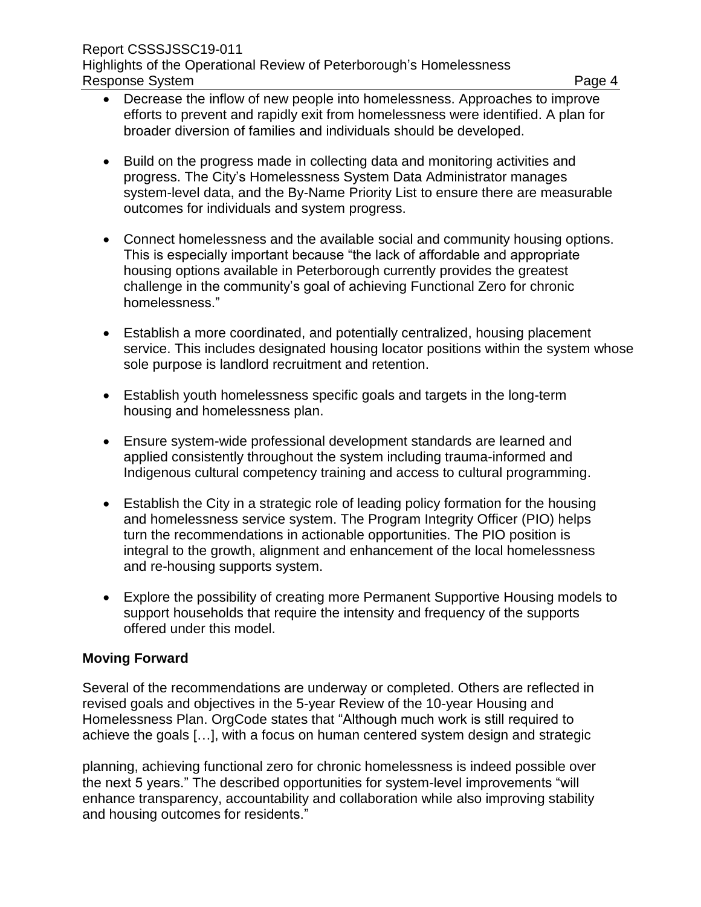- Decrease the inflow of new people into homelessness. Approaches to improve efforts to prevent and rapidly exit from homelessness were identified. A plan for broader diversion of families and individuals should be developed.

- Build on the progress made in collecting data and monitoring activities and progress. The City's Homelessness System Data Administrator manages system-level data, and the By-Name Priority List to ensure there are measurable outcomes for individuals and system progress.

- Connect homelessness and the available social and community housing options. This is especially important because "the lack of affordable and appropriate housing options available in Peterborough currently provides the greatest challenge in the community's goal of achieving Functional Zero for chronic homelessness."

- Establish a more coordinated, and potentially centralized, housing placement service. This includes designated housing locator positions within the system whose sole purpose is landlord recruitment and retention.

- Establish youth homelessness specific goals and targets in the long-term housing and homelessness plan.

- Ensure system-wide professional development standards are learned and applied consistently throughout the system including trauma-informed and Indigenous cultural competency training and access to cultural programming.

- Establish the City in a strategic role of leading policy formation for the housing and homelessness service system. The Program Integrity Officer (PIO) helps turn the recommendations in actionable opportunities. The PIO position is integral to the growth, alignment and enhancement of the local homelessness and re-housing supports system.

- Explore the possibility of creating more Permanent Supportive Housing models to support households that require the intensity and frequency of the supports offered under this model.

**Moving Forward**

Several of the recommendations are underway or completed. Others are reflected in revised goals and objectives in the 5-year Review of the 10-year Housing and Homelessness Plan. OrgCode states that "Although much work is still required to achieve the goals […], with a focus on human centered system design and strategic planning, achieving functional zero for chronic homelessness is indeed possible over the next 5 years." The described opportunities for system-level improvements "will enhance transparency, accountability and collaboration while also improving stability and housing outcomes for residents."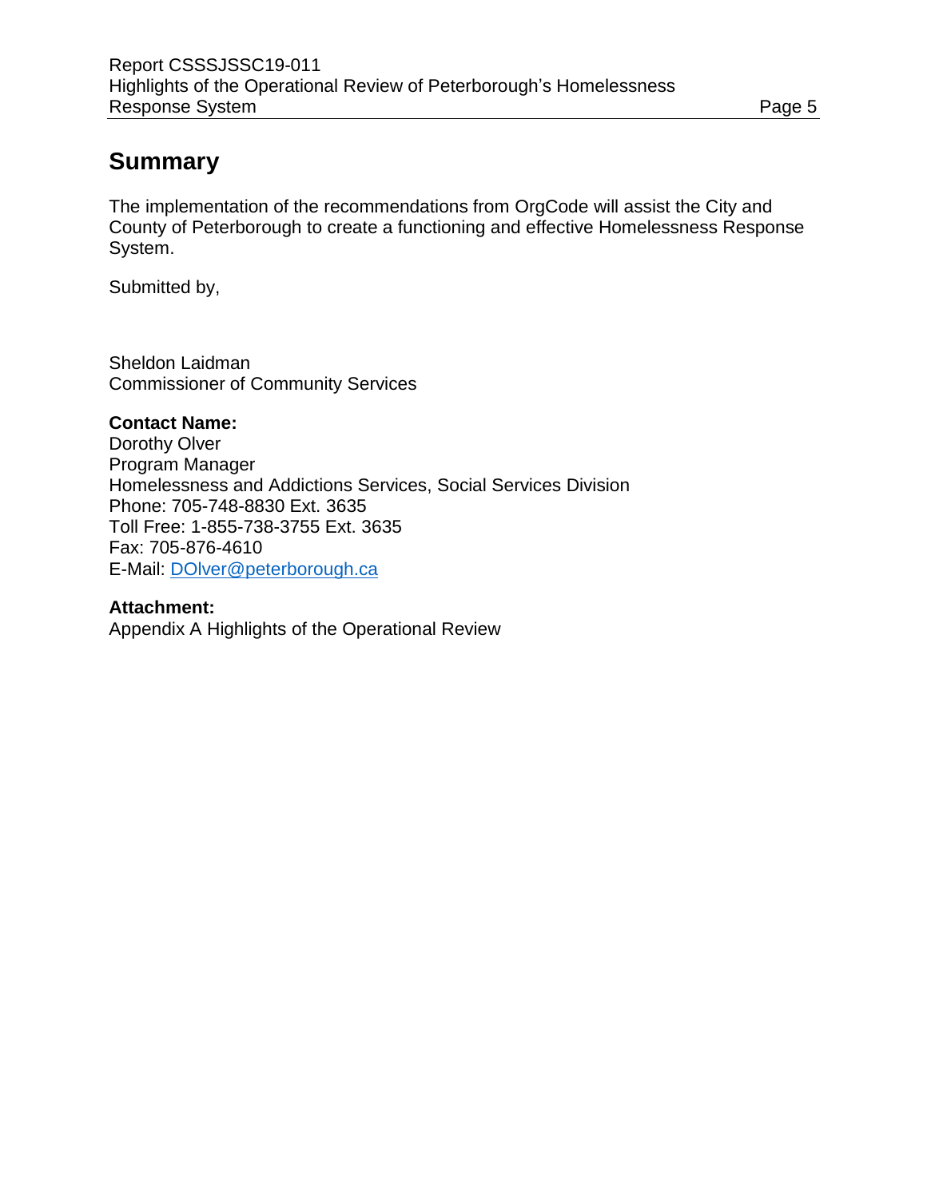## Summary

The implementation of the recommendations from OrgCode will assist the City and County of Peterborough to create a functioning and effective Homelessness Response System.

Submitted by,

Sheldon Laidman
Commissioner of Community Services

**Contact Name:**
Dorothy Olver
Program Manager
Homelessness and Addictions Services, Social Services Division
Phone: 705-748-8830 Ext. 3635
Toll Free: 1-855-738-3755 Ext. 3635
Fax: 705-876-4610
E-Mail: DOlver@peterborough.ca

**Attachment:**
Appendix A Highlights of the Operational Review